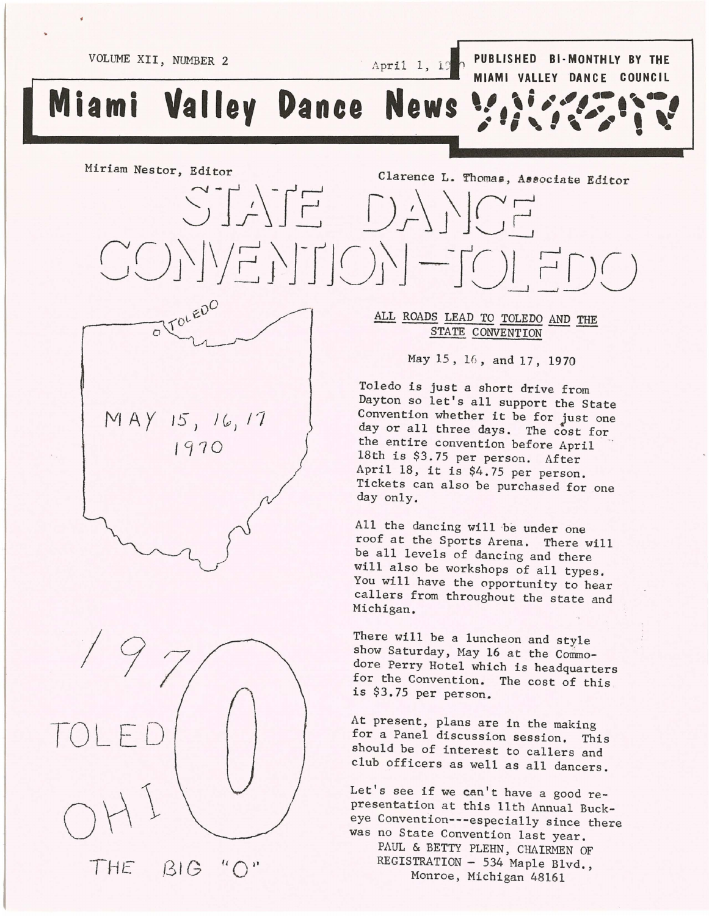VOLUME XII, NUMBER 2 | April 1, 1970 | PUBLISHED BI-MONTHLY BY THE MIAMI VALLEY DANCE COUNCIL

# Miami Valley Dance News

Miriam Nestor, Editor

Clarence L. Thomas, Associate Editor

# STATE DANCE CONVENTION—TOLEDO

TOLEDO

MAY 15, 16, 17 1970

1970

TOLEDO OHIO

THE BIG "O"

## ALL ROADS LEAD TO TOLEDO AND THE STATE CONVENTION

May 15, 16, and 17, 1970

Toledo is just a short drive from Dayton so let's all support the State Convention whether it be for just one day or all three days. The cost for the entire convention before April 18th is $3.75 per person. After April 18, it is $4.75 per person. Tickets can also be purchased for one day only.

All the dancing will be under one roof at the Sports Arena. There will be all levels of dancing and there will also be workshops of all types. You will have the opportunity to hear callers from throughout the state and Michigan.

There will be a luncheon and style show Saturday, May 16 at the Commodore Perry Hotel which is headquarters for the Convention. The cost of this is $3.75 per person.

At present, plans are in the making for a Panel discussion session. This should be of interest to callers and club officers as well as all dancers.

Let's see if we can't have a good representation at this 11th Annual Buckeye Convention---especially since there was no State Convention last year.

PAUL & BETTY PLEHN, CHAIRMEN OF REGISTRATION - 534 Maple Blvd., Monroe, Michigan 48161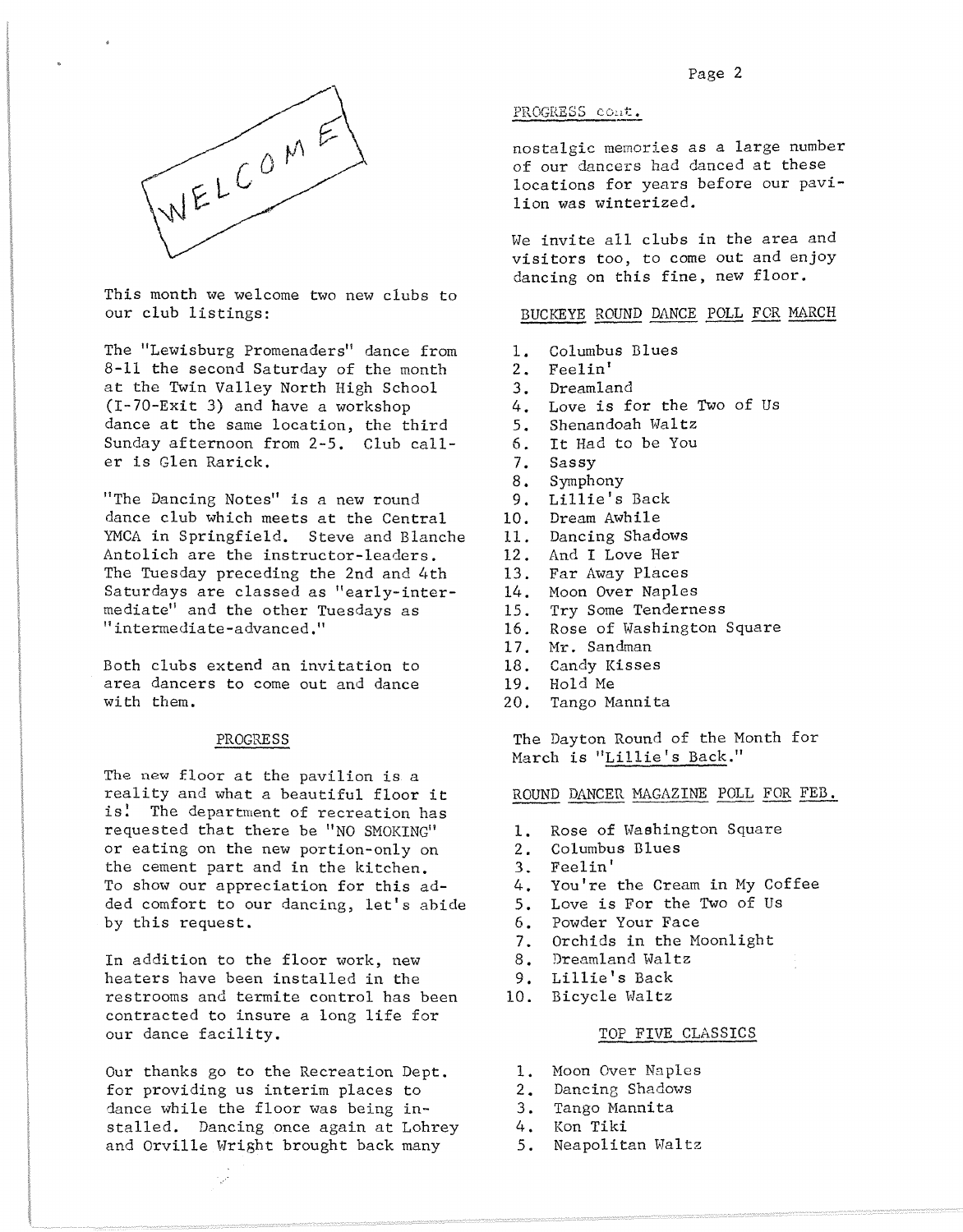WELCOME

This month we welcome two new clubs to our club listings:

The "Lewisburg Promenaders" dance from 8-11 the second Saturday of the month at the Twin Valley North High School (I-70-Exit 3) and have a workshop dance at the same location, the third Sunday afternoon from 2-5. Club caller is Glen Rarick.

"The Dancing Notes" is a new round dance club which meets at the Central YMCA in Springfield. Steve and Blanche Antolich are the instructor-leaders. The Tuesday preceding the 2nd and 4th Saturdays are classed as "early-intermediate" and the other Tuesdays as "intermediate-advanced."

Both clubs extend an invitation to area dancers to come out and dance with them.

## PROGRESS

The new floor at the pavilion is a reality and what a beautiful floor it is! The department of recreation has requested that there be "NO SMOKING" or eating on the new portion-only on the cement part and in the kitchen. To show our appreciation for this added comfort to our dancing, let's abide by this request.

In addition to the floor work, new heaters have been installed in the restrooms and termite control has been contracted to insure a long life for our dance facility.

Our thanks go to the Recreation Dept. for providing us interim places to dance while the floor was being installed. Dancing once again at Lohrey and Orville Wright brought back many

PROGRESS cont.

nostalgic memories as a large number of our dancers had danced at these locations for years before our pavilion was winterized.

We invite all clubs in the area and visitors too, to come out and enjoy dancing on this fine, new floor.

## BUCKEYE ROUND DANCE POLL FOR MARCH

1. Columbus Blues
2. Feelin'
3. Dreamland
4. Love is for the Two of Us
5. Shenandoah Waltz
6. It Had to be You
7. Sassy
8. Symphony
9. Lillie's Back
10. Dream Awhile
11. Dancing Shadows
12. And I Love Her
13. Far Away Places
14. Moon Over Naples
15. Try Some Tenderness
16. Rose of Washington Square
17. Mr. Sandman
18. Candy Kisses
19. Hold Me
20. Tango Mannita

The Dayton Round of the Month for March is "Lillie's Back."

## ROUND DANCER MAGAZINE POLL FOR FEB.

1. Rose of Washington Square
2. Columbus Blues
3. Feelin'
4. You're the Cream in My Coffee
5. Love is For the Two of Us
6. Powder Your Face
7. Orchids in the Moonlight
8. Dreamland Waltz
9. Lillie's Back
10. Bicycle Waltz

## TOP FIVE CLASSICS

1. Moon Over Naples
2. Dancing Shadows
3. Tango Mannita
4. Kon Tiki
5. Neapolitan Waltz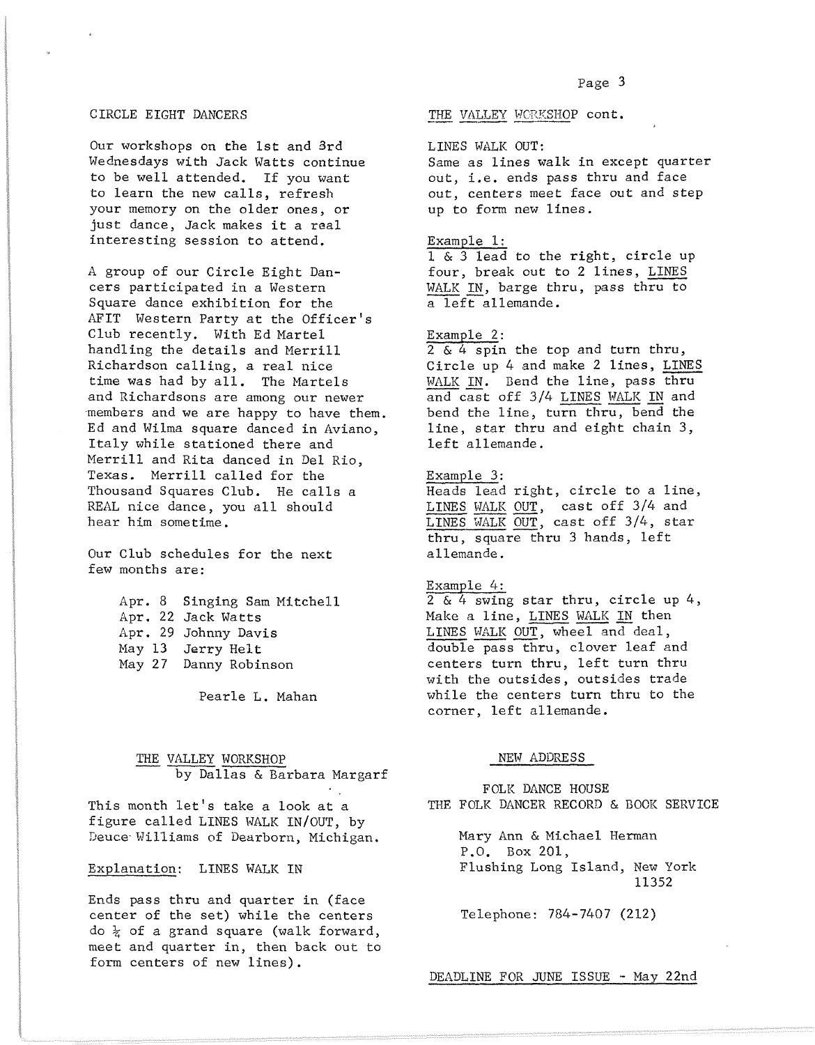## CIRCLE EIGHT DANCERS

Our workshops on the 1st and 3rd Wednesdays with Jack Watts continue to be well attended. If you want to learn the new calls, refresh your memory on the older ones, or just dance, Jack makes it a real interesting session to attend.

A group of our Circle Eight Dancers participated in a Western Square dance exhibition for the AFIT Western Party at the Officer's Club recently. With Ed Martel handling the details and Merrill Richardson calling, a real nice time was had by all. The Martels and Richardsons are among our newer members and we are happy to have them. Ed and Wilma square danced in Aviano, Italy while stationed there and Merrill and Rita danced in Del Rio, Texas. Merrill called for the Thousand Squares Club. He calls a REAL nice dance, you all should hear him sometime.

Our Club schedules for the next few months are:

- Apr. 8 Singing Sam Mitchell
- Apr. 22 Jack Watts
- Apr. 29 Johnny Davis
- May 13 Jerry Helt
- May 27 Danny Robinson

Pearle L. Mahan

## THE VALLEY WORKSHOP
by Dallas & Barbara Margarf

This month let's take a look at a figure called LINES WALK IN/OUT, by Deuce Williams of Dearborn, Michigan.

Explanation: LINES WALK IN

Ends pass thru and quarter in (face center of the set) while the centers do ¼ of a grand square (walk forward, meet and quarter in, then back out to form centers of new lines).

THE VALLEY WORKSHOP cont.

LINES WALK OUT:
Same as lines walk in except quarter out, i.e. ends pass thru and face out, centers meet face out and step up to form new lines.

Example 1:
1 & 3 lead to the right, circle up four, break out to 2 lines, LINES WALK IN, barge thru, pass thru to a left allemande.

Example 2:
2 & 4 spin the top and turn thru, Circle up 4 and make 2 lines, LINES WALK IN. Bend the line, pass thru and cast off 3/4 LINES WALK IN and bend the line, turn thru, bend the line, star thru and eight chain 3, left allemande.

Example 3:
Heads lead right, circle to a line, LINES WALK OUT, cast off 3/4 and LINES WALK OUT, cast off 3/4, star thru, square thru 3 hands, left allemande.

Example 4:
2 & 4 swing star thru, circle up 4, Make a line, LINES WALK IN then LINES WALK OUT, wheel and deal, double pass thru, clover leaf and centers turn thru, left turn thru with the outsides, outsides trade while the centers turn thru to the corner, left allemande.

## NEW ADDRESS

FOLK DANCE HOUSE
THE FOLK DANCER RECORD & BOOK SERVICE

Mary Ann & Michael Herman
P.O. Box 201,
Flushing Long Island, New York
11352

Telephone: 784-7407 (212)

DEADLINE FOR JUNE ISSUE - May 22nd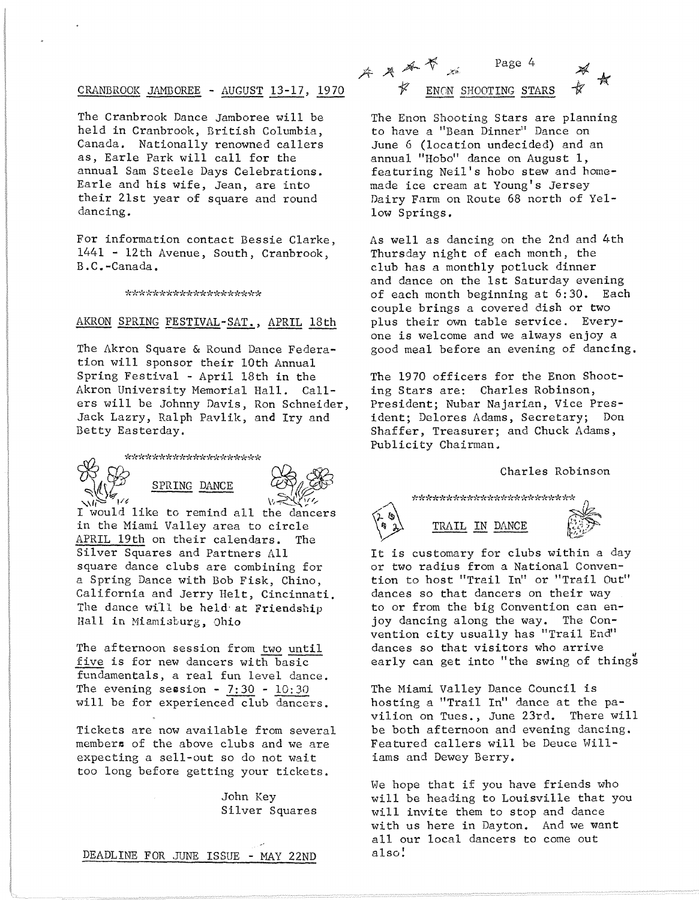## CRANBROOK JAMBOREE - AUGUST 13-17, 1970

The Cranbrook Dance Jamboree will be held in Cranbrook, British Columbia, Canada. Nationally renowned callers as, Earle Park will call for the annual Sam Steele Days Celebrations. Earle and his wife, Jean, are into their 21st year of square and round dancing.

For information contact Bessie Clarke, 1441 - 12th Avenue, South, Cranbrook, B.C.-Canada.

********************

## AKRON SPRING FESTIVAL-SAT., APRIL 18th

The Akron Square & Round Dance Federation will sponsor their 10th Annual Spring Festival - April 18th in the Akron University Memorial Hall. Callers will be Johnny Davis, Ron Schneider, Jack Lazry, Ralph Pavlik, and Iry and Betty Easterday.

*********************

## SPRING DANCE

I would like to remind all the dancers in the Miami Valley area to circle APRIL 19th on their calendars. The Silver Squares and Partners All square dance clubs are combining for a Spring Dance with Bob Fisk, Chino, California and Jerry Helt, Cincinnati. The dance will be held at Friendship Hall in Miamisburg, Ohio

The afternoon session from two until five is for new dancers with basic fundamentals, a real fun level dance. The evening session - 7:30 - 10:30 will be for experienced club dancers.

Tickets are now available from several members of the above clubs and we are expecting a sell-out so do not wait too long before getting your tickets.

John Key
Silver Squares

DEADLINE FOR JUNE ISSUE - MAY 22ND

## ENON SHOOTING STARS

The Enon Shooting Stars are planning to have a "Bean Dinner" Dance on June 6 (location undecided) and an annual "Hobo" dance on August 1, featuring Neil's hobo stew and homemade ice cream at Young's Jersey Dairy Farm on Route 68 north of Yellow Springs.

As well as dancing on the 2nd and 4th Thursday night of each month, the club has a monthly potluck dinner and dance on the 1st Saturday evening of each month beginning at 6:30. Each couple brings a covered dish or two plus their own table service. Everyone is welcome and we always enjoy a good meal before an evening of dancing.

The 1970 officers for the Enon Shooting Stars are: Charles Robinson, President; Nubar Najarian, Vice President; Delores Adams, Secretary; Don Shaffer, Treasurer; and Chuck Adams, Publicity Chairman.

Charles Robinson

*************************

## TRAIL IN DANCE

It is customary for clubs within a day or two radius from a National Convention to host "Trail In" or "Trail Out" dances so that dancers on their way to or from the big Convention can enjoy dancing along the way. The Convention city usually has "Trail End" dances so that visitors who arrive early can get into "the swing of things"

The Miami Valley Dance Council is hosting a "Trail In" dance at the pavilion on Tues., June 23rd. There will be both afternoon and evening dancing. Featured callers will be Deuce Williams and Dewey Berry.

We hope that if you have friends who will be heading to Louisville that you will invite them to stop and dance with us here in Dayton. And we want all our local dancers to come out also!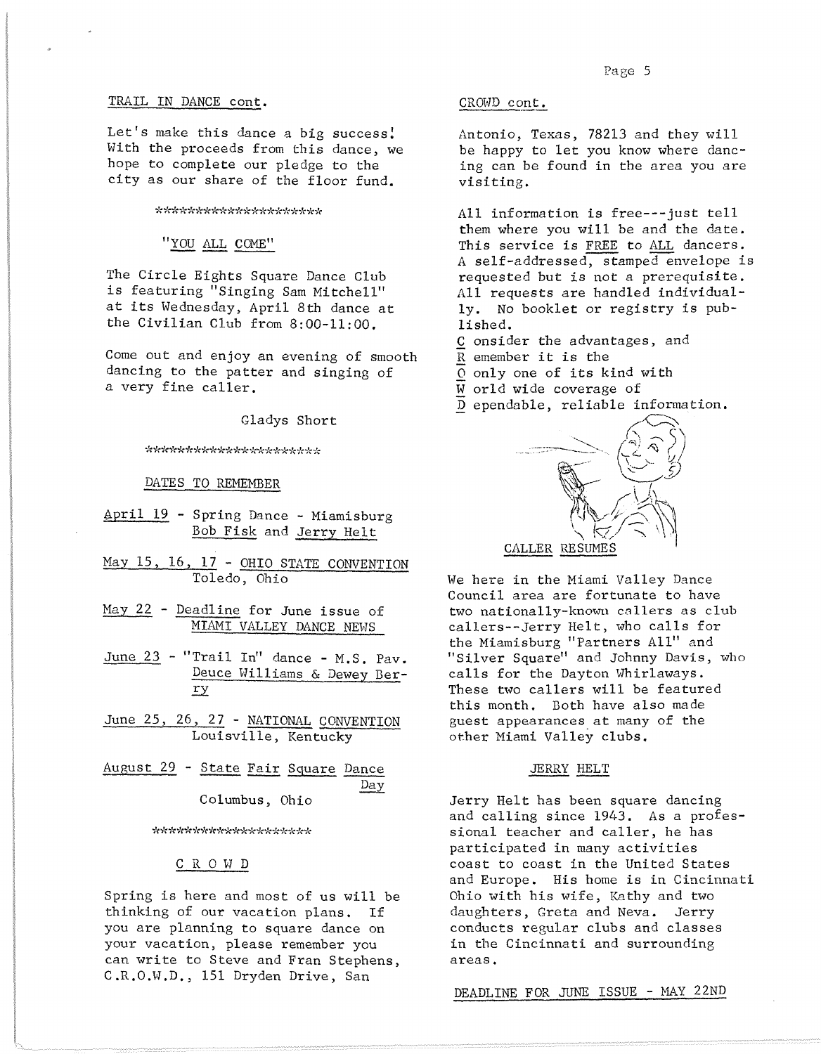## TRAIL IN DANCE cont.

Let's make this dance a big success! With the proceeds from this dance, we hope to complete our pledge to the city as our share of the floor fund.

***********************

## "YOU ALL COME"

The Circle Eights Square Dance Club is featuring "Singing Sam Mitchell" at its Wednesday, April 8th dance at the Civilian Club from 8:00-11:00.

Come out and enjoy an evening of smooth dancing to the patter and singing of a very fine caller.

Gladys Short

************************

## DATES TO REMEMBER

April 19 - Spring Dance - Miamisburg
Bob Fisk and Jerry Helt

May 15, 16, 17 - OHIO STATE CONVENTION
Toledo, Ohio

May 22 - Deadline for June issue of MIAMI VALLEY DANCE NEWS

June 23 - "Trail In" dance - M.S. Pav.
Deuce Williams & Dewey Berry

June 25, 26, 27 - NATIONAL CONVENTION
Louisville, Kentucky

August 29 - State Fair Square Dance Day
Columbus, Ohio

*********************

## C R O W D

Spring is here and most of us will be thinking of our vacation plans. If you are planning to square dance on your vacation, please remember you can write to Steve and Fran Stephens, C.R.O.W.D., 151 Dryden Drive, San Antonio, Texas, 78213 and they will be happy to let you know where dancing can be found in the area you are visiting.

All information is free---just tell them where you will be and the date. This service is FREE to ALL dancers. A self-addressed, stamped envelope is requested but is not a prerequisite. All requests are handled individually. No booklet or registry is published.

C onsider the advantages, and
R emember it is the
O only one of its kind with
W orld wide coverage of
D ependable, reliable information.

## CALLER RESUMES

We here in the Miami Valley Dance Council area are fortunate to have two nationally-known callers as club callers--Jerry Helt, who calls for the Miamisburg "Partners All" and "Silver Square" and Johnny Davis, who calls for the Dayton Whirlaways. These two callers will be featured this month. Both have also made guest appearances at many of the other Miami Valley clubs.

### JERRY HELT

Jerry Helt has been square dancing and calling since 1943. As a professional teacher and caller, he has participated in many activities coast to coast in the United States and Europe. His home is in Cincinnati Ohio with his wife, Kathy and two daughters, Greta and Neva. Jerry conducts regular clubs and classes in the Cincinnati and surrounding areas.

DEADLINE FOR JUNE ISSUE - MAY 22ND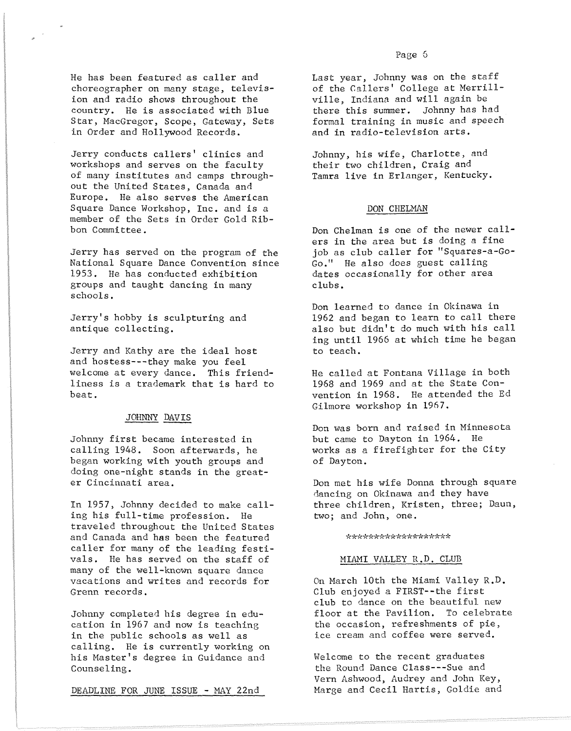He has been featured as caller and choreographer on many stage, television and radio shows throughout the country. He is associated with Blue Star, MacGregor, Scope, Gateway, Sets in Order and Hollywood Records.

Jerry conducts callers' clinics and workshops and serves on the faculty of many institutes and camps throughout the United States, Canada and Europe. He also serves the American Square Dance Workshop, Inc. and is a member of the Sets in Order Gold Ribbon Committee.

Jerry has served on the program of the National Square Dance Convention since 1953. He has conducted exhibition groups and taught dancing in many schools.

Jerry's hobby is sculpturing and antique collecting.

Jerry and Kathy are the ideal host and hostess---they make you feel welcome at every dance. This friendliness is a trademark that is hard to beat.

## JOHNNY DAVIS

Johnny first became interested in calling 1948. Soon afterwards, he began working with youth groups and doing one-night stands in the greater Cincinnati area.

In 1957, Johnny decided to make calling his full-time profession. He traveled throughout the United States and Canada and has been the featured caller for many of the leading festivals. He has served on the staff of many of the well-known square dance vacations and writes and records for Grenn records.

Johnny completed his degree in education in 1967 and now is teaching in the public schools as well as calling. He is currently working on his Master's degree in Guidance and Counseling.

DEADLINE FOR JUNE ISSUE - MAY 22nd

Last year, Johnny was on the staff of the Callers' College at Merrillville, Indiana and will again be there this summer. Johnny has had formal training in music and speech and in radio-television arts.

Johnny, his wife, Charlotte, and their two children, Craig and Tamra live in Erlanger, Kentucky.

## DON CHELMAN

Don Chelman is one of the newer callers in the area but is doing a fine job as club caller for "Squares-a-Go-Go." He also does guest calling dates occasionally for other area clubs.

Don learned to dance in Okinawa in 1962 and began to learn to call there also but didn't do much with his call ing until 1966 at which time he began to teach.

He called at Fontana Village in both 1968 and 1969 and at the State Convention in 1968. He attended the Ed Gilmore workshop in 1967.

Don was born and raised in Minnesota but came to Dayton in 1964. He works as a firefighter for the City of Dayton.

Don met his wife Donna through square dancing on Okinawa and they have three children, Kristen, three; Daun, two; and John, one.

*******************

## MIAMI VALLEY R.D. CLUB

On March 10th the Miami Valley R.D. Club enjoyed a FIRST--the first club to dance on the beautiful new floor at the Pavilion. To celebrate the occasion, refreshments of pie, ice cream and coffee were served.

Welcome to the recent graduates the Round Dance Class---Sue and Vern Ashwood, Audrey and John Key, Marge and Cecil Hartis, Goldie and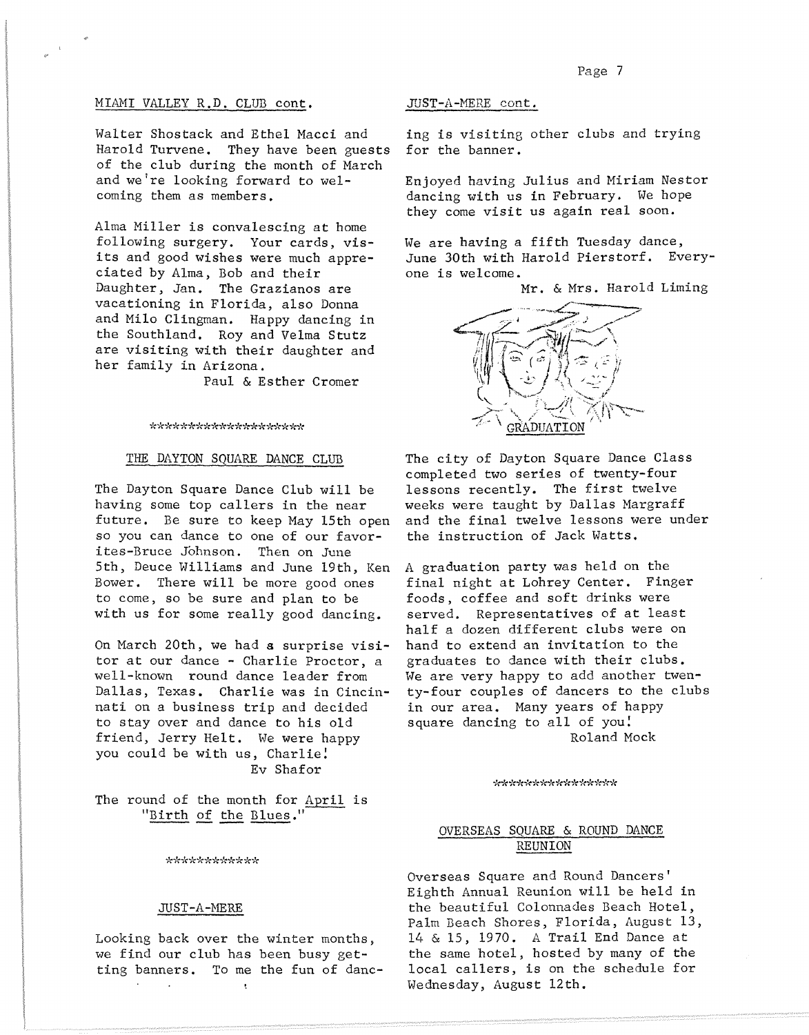## MIAMI VALLEY R.D. CLUB cont.

Walter Shostack and Ethel Macci and Harold Turvene. They have been guests of the club during the month of March and we're looking forward to welcoming them as members.

Alma Miller is convalescing at home following surgery. Your cards, visits and good wishes were much appreciated by Alma, Bob and their Daughter, Jan. The Grazianos are vacationing in Florida, also Donna and Milo Clingman. Happy dancing in the Southland. Roy and Velma Stutz are visiting with their daughter and her family in Arizona.

Paul & Esther Cromer

********************

## THE DAYTON SQUARE DANCE CLUB

The Dayton Square Dance Club will be having some top callers in the near future. Be sure to keep May 15th open so you can dance to one of our favorites-Bruce Johnson. Then on June 5th, Deuce Williams and June 19th, Ken Bower. There will be more good ones to come, so be sure and plan to be with us for some really good dancing.

On March 20th, we had a surprise visitor at our dance - Charlie Proctor, a well-known round dance leader from Dallas, Texas. Charlie was in Cincinnati on a business trip and decided to stay over and dance to his old friend, Jerry Helt. We were happy you could be with us, Charlie!

Ev Shafor

The round of the month for April is "Birth of the Blues."

************

## JUST-A-MERE

Looking back over the winter months, we find our club has been busy getting banners. To me the fun of dancing is visiting other clubs and trying for the banner.

Enjoyed having Julius and Miriam Nestor dancing with us in February. We hope they come visit us again real soon.

We are having a fifth Tuesday dance, June 30th with Harold Pierstorf. Everyone is welcome.

Mr. & Mrs. Harold Liming

GRADUATION

The city of Dayton Square Dance Class completed two series of twenty-four lessons recently. The first twelve weeks were taught by Dallas Margraff and the final twelve lessons were under the instruction of Jack Watts.

A graduation party was held on the final night at Lohrey Center. Finger foods, coffee and soft drinks were served. Representatives of at least half a dozen different clubs were on hand to extend an invitation to the graduates to dance with their clubs. We are very happy to add another twenty-four couples of dancers to the clubs in our area. Many years of happy square dancing to all of you!

Roland Mock

****************

## OVERSEAS SQUARE & ROUND DANCE REUNION

Overseas Square and Round Dancers' Eighth Annual Reunion will be held in the beautiful Colonnades Beach Hotel, Palm Beach Shores, Florida, August 13, 14 & 15, 1970. A Trail End Dance at the same hotel, hosted by many of the local callers, is on the schedule for Wednesday, August 12th.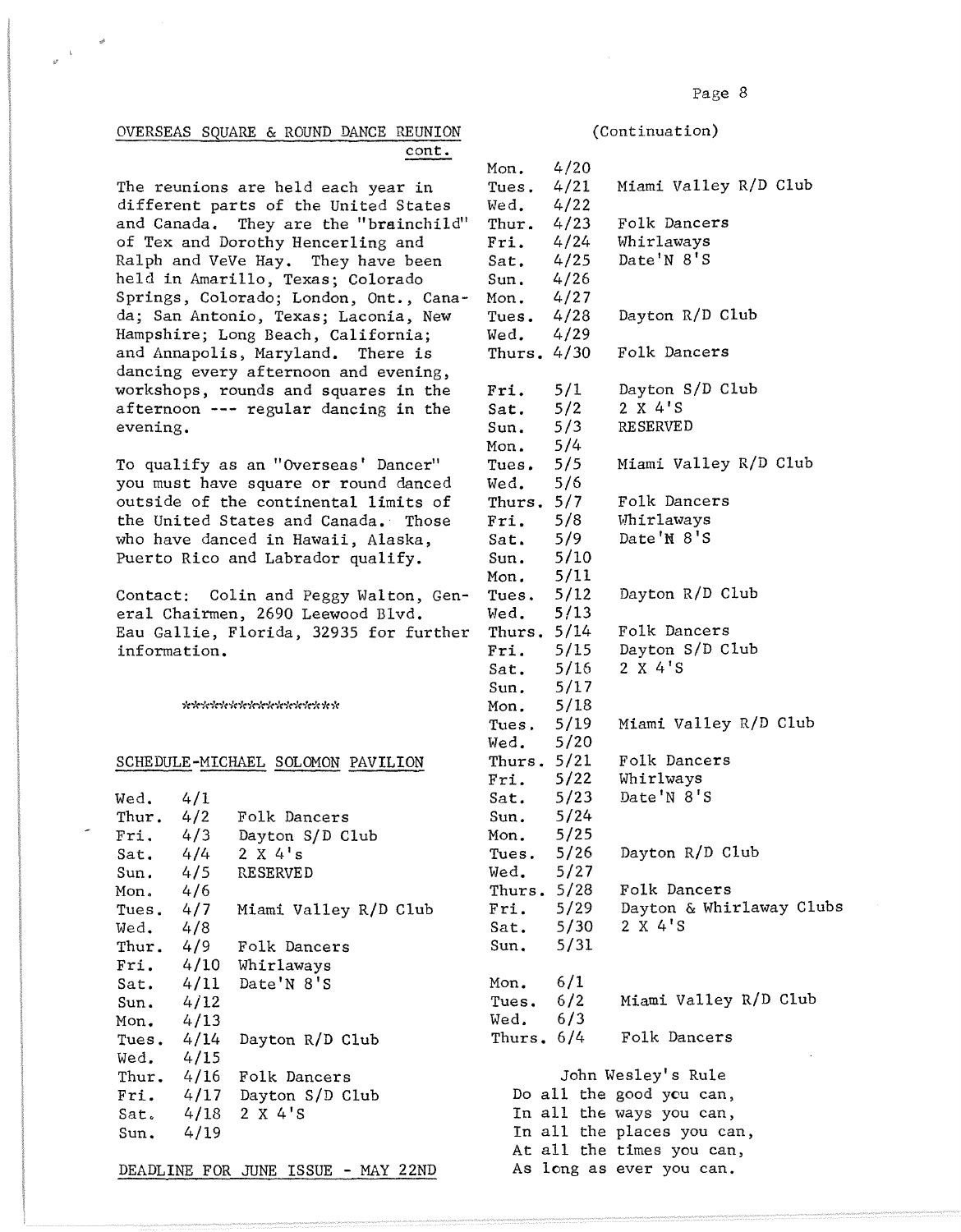## OVERSEAS SQUARE & ROUND DANCE REUNION

cont.

The reunions are held each year in different parts of the United States and Canada. They are the "brainchild" of Tex and Dorothy Hencerling and Ralph and VeVe Hay. They have been held in Amarillo, Texas; Colorado Springs, Colorado; London, Ont., Canada; San Antonio, Texas; Laconia, New Hampshire; Long Beach, California; and Annapolis, Maryland. There is dancing every afternoon and evening, workshops, rounds and squares in the afternoon --- regular dancing in the evening.

To qualify as an "Overseas' Dancer" you must have square or round danced outside of the continental limits of the United States and Canada. Those who have danced in Hawaii, Alaska, Puerto Rico and Labrador qualify.

Contact: Colin and Peggy Walton, General Chairmen, 2690 Leewood Blvd. Eau Gallie, Florida, 32935 for further information.

\*\*\*\*\*\*\*\*\*\*\*\*\*\*\*\*\*

## SCHEDULE-MICHAEL SOLOMON PAVILION

| | | |
|---|---|---|
| Wed. | 4/1 | |
| Thur. | 4/2 | Folk Dancers |
| Fri. | 4/3 | Dayton S/D Club |
| Sat. | 4/4 | 2 X 4's |
| Sun. | 4/5 | RESERVED |
| Mon. | 4/6 | |
| Tues. | 4/7 | Miami Valley R/D Club |
| Wed. | 4/8 | |
| Thur. | 4/9 | Folk Dancers |
| Fri. | 4/10 | Whirlaways |
| Sat. | 4/11 | Date'N 8'S |
| Sun. | 4/12 | |
| Mon. | 4/13 | |
| Tues. | 4/14 | Dayton R/D Club |
| Wed. | 4/15 | |
| Thur. | 4/16 | Folk Dancers |
| Fri. | 4/17 | Dayton S/D Club |
| Sat. | 4/18 | 2 X 4'S |
| Sun. | 4/19 | |

DEADLINE FOR JUNE ISSUE - MAY 22ND

(Continuation)

| | | |
|---|---|---|
| Mon. | 4/20 | |
| Tues. | 4/21 | Miami Valley R/D Club |
| Wed. | 4/22 | |
| Thur. | 4/23 | Folk Dancers |
| Fri. | 4/24 | Whirlaways |
| Sat. | 4/25 | Date'N 8'S |
| Sun. | 4/26 | |
| Mon. | 4/27 | |
| Tues. | 4/28 | Dayton R/D Club |
| Wed. | 4/29 | |
| Thurs. | 4/30 | Folk Dancers |
| Fri. | 5/1 | Dayton S/D Club |
| Sat. | 5/2 | 2 X 4'S |
| Sun. | 5/3 | RESERVED |
| Mon. | 5/4 | |
| Tues. | 5/5 | Miami Valley R/D Club |
| Wed. | 5/6 | |
| Thurs. | 5/7 | Folk Dancers |
| Fri. | 5/8 | Whirlaways |
| Sat. | 5/9 | Date'N 8'S |
| Sun. | 5/10 | |
| Mon. | 5/11 | |
| Tues. | 5/12 | Dayton R/D Club |
| Wed. | 5/13 | |
| Thurs. | 5/14 | Folk Dancers |
| Fri. | 5/15 | Dayton S/D Club |
| Sat. | 5/16 | 2 X 4'S |
| Sun. | 5/17 | |
| Mon. | 5/18 | |
| Tues. | 5/19 | Miami Valley R/D Club |
| Wed. | 5/20 | |
| Thurs. | 5/21 | Folk Dancers |
| Fri. | 5/22 | Whirlways |
| Sat. | 5/23 | Date'N 8'S |
| Sun. | 5/24 | |
| Mon. | 5/25 | |
| Tues. | 5/26 | Dayton R/D Club |
| Wed. | 5/27 | |
| Thurs. | 5/28 | Folk Dancers |
| Fri. | 5/29 | Dayton & Whirlaway Clubs |
| Sat. | 5/30 | 2 X 4'S |
| Sun. | 5/31 | |
| Mon. | 6/1 | |
| Tues. | 6/2 | Miami Valley R/D Club |
| Wed. | 6/3 | |
| Thurs. | 6/4 | Folk Dancers |

John Wesley's Rule

Do all the good you can,
In all the ways you can,
In all the places you can,
At all the times you can,
As long as ever you can.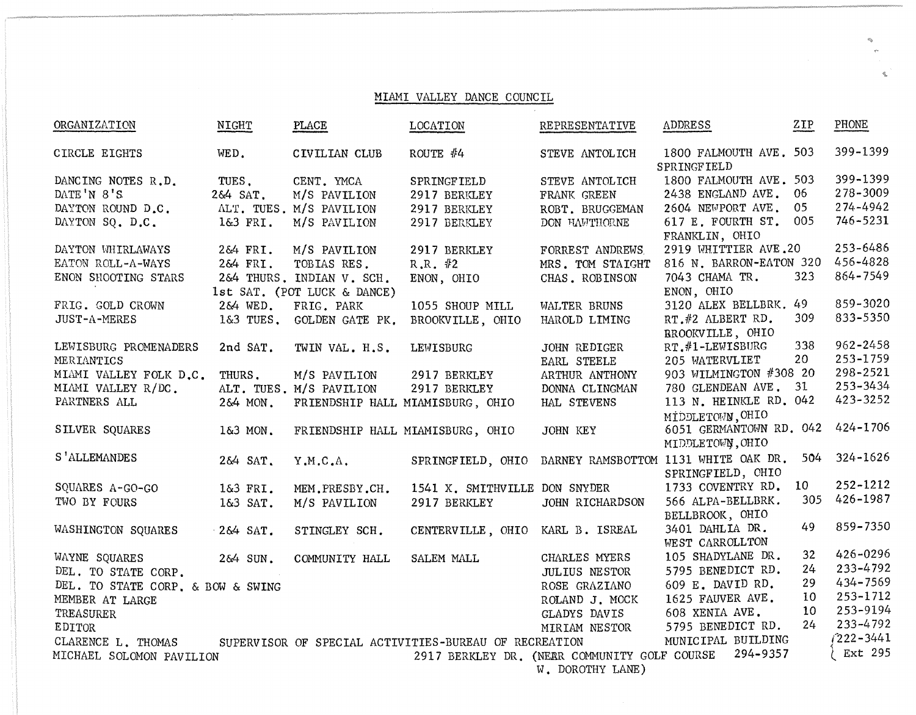# MIAMI VALLEY DANCE COUNCIL

| ORGANIZATION | NIGHT | PLACE | LOCATION | REPRESENTATIVE | ADDRESS | ZIP | PHONE |
|---|---|---|---|---|---|---|---|
| CIRCLE EIGHTS | WED. | CIVILIAN CLUB | ROUTE #4 | STEVE ANTOLICH | 1800 FALMOUTH AVE. SPRINGFIELD | 503 | 399-1399 |
| DANCING NOTES R.D. | TUES. | CENT. YMCA | SPRINGFIELD | STEVE ANTOLICH | 1800 FALMOUTH AVE. | 503 | 399-1399 |
| DATE'N 8'S | 2&4 SAT. | M/S PAVILION | 2917 BERKLEY | FRANK GREEN | 2438 ENGLAND AVE. | 06 | 278-3009 |
| DAYTON ROUND D.C. | ALT. TUES. | M/S PAVILION | 2917 BERKLEY | ROBT. BRUGGEMAN | 2604 NEWPORT AVE. | 05 | 274-4942 |
| DAYTON SQ. D.C. | 1&3 FRI. | M/S PAVILION | 2917 BERKLEY | DON HAWTHORNE | 617 E. FOURTH ST. FRANKLIN, OHIO | 005 | 746-5231 |
| DAYTON WHIRLAWAYS | 2&4 FRI. | M/S PAVILION | 2917 BERKLEY | FORREST ANDREWS | 2919 WHITTIER AVE. | 20 | 253-6486 |
| EATON ROLL-A-WAYS | 2&4 FRI. | TOBIAS RES. | R.R. #2 | MRS. TOM STAIGHT | 816 N. BARRON-EATON | 320 | 456-4828 |
| ENON SHOOTING STARS | 2&4 THURS. 1st SAT. (POT LUCK & DANCE) | INDIAN V. SCH. | ENON, OHIO | CHAS. ROBINSON | 7043 CHAMA TR. ENON, OHIO | 323 | 864-7549 |
| FRIG. GOLD CROWN | 2&4 WED. | FRIG. PARK | 1055 SHOUP MILL | WALTER BRUNS | 3120 ALEX BELLBRK. | 49 | 859-3020 |
| JUST-A-MERES | 1&3 TUES. | GOLDEN GATE PK. | BROOKVILLE, OHIO | HAROLD LIMING | RT.#2 ALBERT RD. BROOKVILLE, OHIO | 309 | 833-5350 |
| LEWISBURG PROMENADERS | 2nd SAT. | TWIN VAL. H.S. | LEWISBURG | JOHN REDIGER | RT.#1-LEWISBURG | 338 | 962-2458 |
| MERIANTICS | | | | EARL STEELE | 205 WATERVLIET | 20 | 253-1759 |
| MIAMI VALLEY FOLK D.C. | THURS. | M/S PAVILION | 2917 BERKLEY | ARTHUR ANTHONY | 903 WILMINGTON #308 | 20 | 298-2521 |
| MIAMI VALLEY R/DC. | ALT. TUES. | M/S PAVILION | 2917 BERKLEY | DONNA CLINGMAN | 780 GLENDEAN AVE. | 31 | 253-3434 |
| PARTNERS ALL | 2&4 MON. | FRIENDSHIP HALL | MIAMISBURG, OHIO | HAL STEVENS | 113 N. HEINKLE RD. MIDDLETOWN, OHIO | 042 | 423-3252 |
| SILVER SQUARES | 1&3 MON. | FRIENDSHIP HALL | MIAMISBURG, OHIO | JOHN KEY | 6051 GERMANTOWN RD. MIDDLETOWN, OHIO | 042 | 424-1706 |
| S'ALLEMANDES | 2&4 SAT. | Y.M.C.A. | SPRINGFIELD, OHIO | BARNEY RAMSBOTTOM | 1131 WHITE OAK DR. SPRINGFIELD, OHIO | 504 | 324-1626 |
| SQUARES A-GO-GO | 1&3 FRI. | MEM.PRESBY.CH. | 1541 N. SMITHVILLE | DON SNYDER | 1733 COVENTRY RD. | 10 | 252-1212 |
| TWO BY FOURS | 1&3 SAT. | M/S PAVILION | 2917 BERKLEY | JOHN RICHARDSON | 566 ALPA-BELLBRK. BELLBROOK, OHIO | 305 | 426-1987 |
| WASHINGTON SQUARES | 2&4 SAT. | STINGLEY SCH. | CENTERVILLE, OHIO | KARL B. ISREAL | 3401 DAHLIA DR. WEST CARROLLTON | 49 | 859-7350 |
| WAYNE SQUARES | 2&4 SUN. | COMMUNITY HALL | SALEM MALL | CHARLES MYERS | 105 SHADYLANE DR. | 32 | 426-0296 |
| DEL. TO STATE CORP. | | | | JULIUS NESTOR | 5795 BENEDICT RD. | 24 | 233-4792 |
| DEL. TO STATE CORP. & BOW & SWING | | | | ROSE GRAZIANO | 609 E. DAVID RD. | 29 | 434-7569 |
| MEMBER AT LARGE | | | | ROLAND J. MOCK | 1625 FAUVER AVE. | 10 | 253-1712 |
| TREASURER | | | | GLADYS DAVIS | 608 XENIA AVE. | 10 | 253-9194 |
| EDITOR | | | | MIRIAM NESTOR | 5795 BENEDICT RD. | 24 | 233-4792 |

CLARENCE L. THOMAS SUPERVISOR OF SPECIAL ACTIVITIES-BUREAU OF RECREATION MUNICIPAL BUILDING 222-3441 Ext 295

MICHAEL SOLOMON PAVILION 2917 BERKLEY DR. (NEAR COMMUNITY GOLF COURSE W. DOROTHY LANE) 294-9357